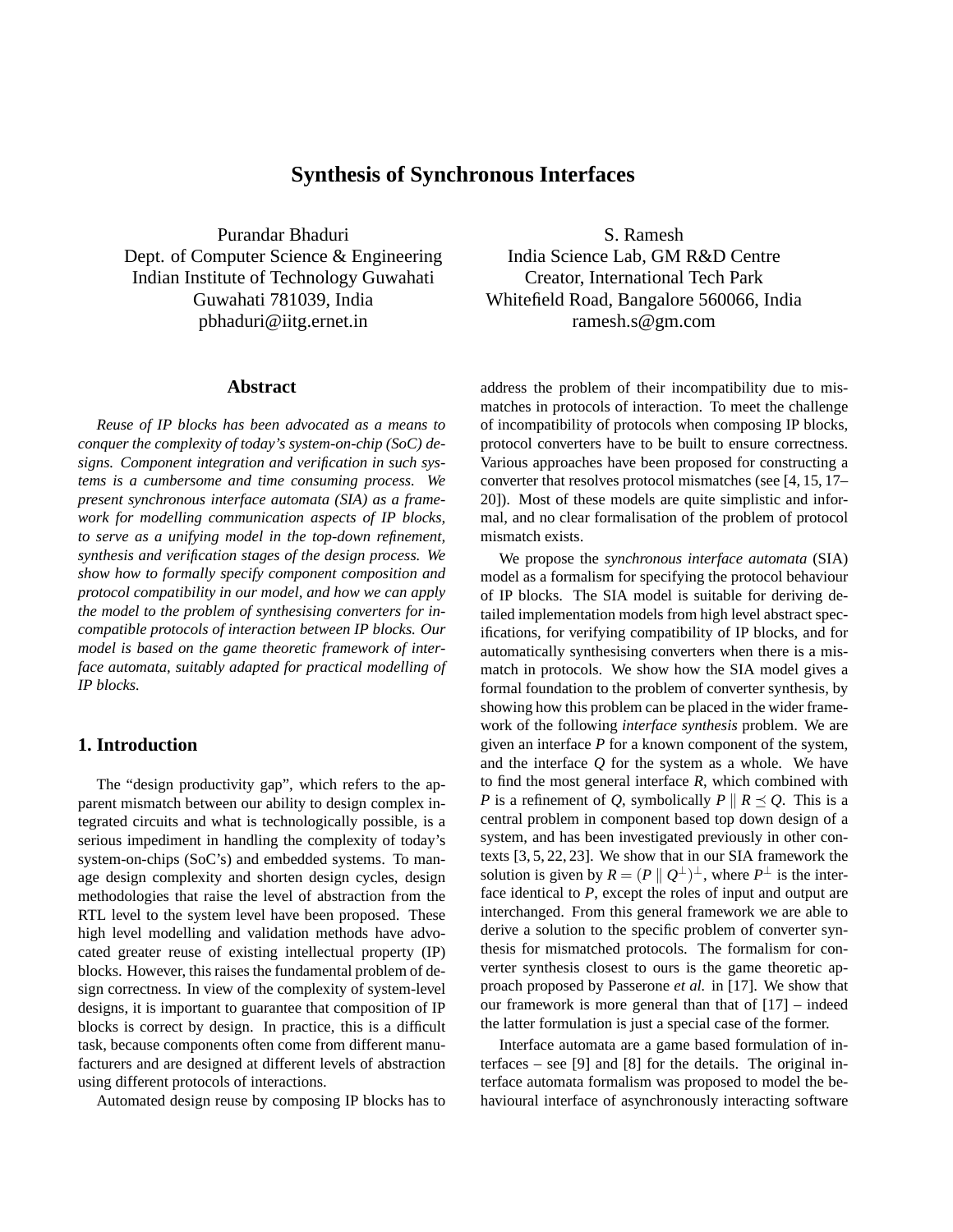# Synthesis of Synchronous Interfaces

Purandar Bhaduri
Dept. of Computer Science & Engineering
Indian Institute of Technology Guwahati
Guwahati 781039, India
pbhaduri@iitg.ernet.in

S. Ramesh
India Science Lab, GM R&D Centre
Creator, International Tech Park
Whitefield Road, Bangalore 560066, India
ramesh.s@gm.com

## Abstract

*Reuse of IP blocks has been advocated as a means to conquer the complexity of today's system-on-chip (SoC) designs. Component integration and verification in such systems is a cumbersome and time consuming process. We present synchronous interface automata (SIA) as a framework for modelling communication aspects of IP blocks, to serve as a unifying model in the top-down refinement, synthesis and verification stages of the design process. We show how to formally specify component composition and protocol compatibility in our model, and how we can apply the model to the problem of synthesising converters for incompatible protocols of interaction between IP blocks. Our model is based on the game theoretic framework of interface automata, suitably adapted for practical modelling of IP blocks.*

## 1. Introduction

The "design productivity gap", which refers to the apparent mismatch between our ability to design complex integrated circuits and what is technologically possible, is a serious impediment in handling the complexity of today's system-on-chips (SoC's) and embedded systems. To manage design complexity and shorten design cycles, design methodologies that raise the level of abstraction from the RTL level to the system level have been proposed. These high level modelling and validation methods have advocated greater reuse of existing intellectual property (IP) blocks. However, this raises the fundamental problem of design correctness. In view of the complexity of system-level designs, it is important to guarantee that composition of IP blocks is correct by design. In practice, this is a difficult task, because components often come from different manufacturers and are designed at different levels of abstraction using different protocols of interactions.

Automated design reuse by composing IP blocks has to address the problem of their incompatibility due to mismatches in protocols of interaction. To meet the challenge of incompatibility of protocols when composing IP blocks, protocol converters have to be built to ensure correctness. Various approaches have been proposed for constructing a converter that resolves protocol mismatches (see [4, 15, 17–20]). Most of these models are quite simplistic and informal, and no clear formalisation of the problem of protocol mismatch exists.

We propose the *synchronous interface automata* (SIA) model as a formalism for specifying the protocol behaviour of IP blocks. The SIA model is suitable for deriving detailed implementation models from high level abstract specifications, for verifying compatibility of IP blocks, and for automatically synthesising converters when there is a mismatch in protocols. We show how the SIA model gives a formal foundation to the problem of converter synthesis, by showing how this problem can be placed in the wider framework of the following *interface synthesis* problem. We are given an interface $P$ for a known component of the system, and the interface $Q$ for the system as a whole. We have to find the most general interface $R$, which combined with $P$ is a refinement of $Q$, symbolically $P \parallel R \preceq Q$. This is a central problem in component based top down design of a system, and has been investigated previously in other contexts [3, 5, 22, 23]. We show that in our SIA framework the solution is given by $R = (P \parallel Q^{\perp})^{\perp}$, where $P^{\perp}$ is the interface identical to $P$, except the roles of input and output are interchanged. From this general framework we are able to derive a solution to the specific problem of converter synthesis for mismatched protocols. The formalism for converter synthesis closest to ours is the game theoretic approach proposed by Passerone *et al.* in [17]. We show that our framework is more general than that of [17] – indeed the latter formulation is just a special case of the former.

Interface automata are a game based formulation of interfaces – see [9] and [8] for the details. The original interface automata formalism was proposed to model the behavioural interface of asynchronously interacting software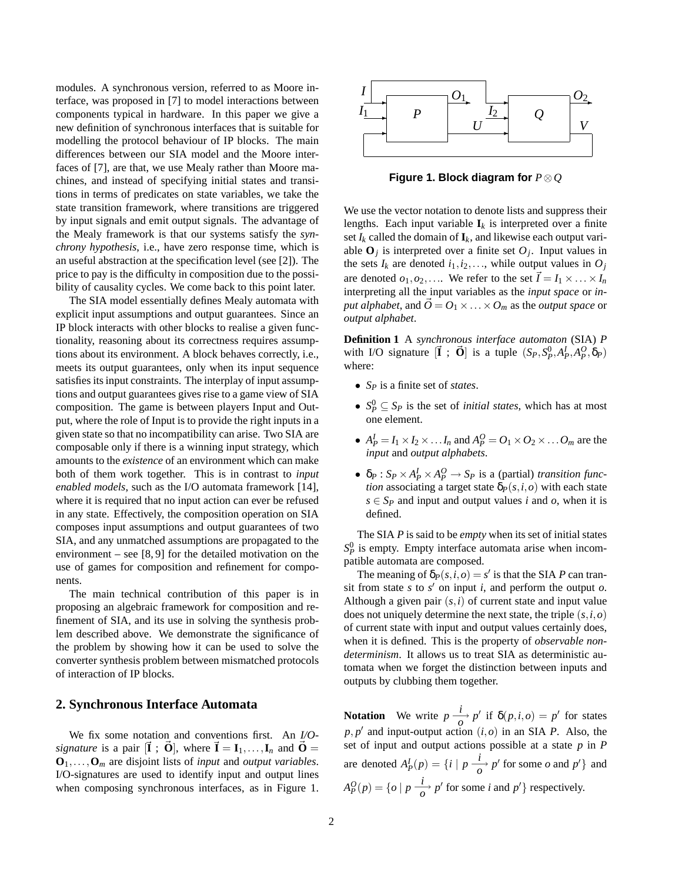modules. A synchronous version, referred to as Moore interface, was proposed in [7] to model interactions between components typical in hardware. In this paper we give a new definition of synchronous interfaces that is suitable for modelling the protocol behaviour of IP blocks. The main differences between our SIA model and the Moore interfaces of [7], are that, we use Mealy rather than Moore machines, and instead of specifying initial states and transitions in terms of predicates on state variables, we take the state transition framework, where transitions are triggered by input signals and emit output signals. The advantage of the Mealy framework is that our systems satisfy the *synchrony hypothesis*, i.e., have zero response time, which is an useful abstraction at the specification level (see [2]). The price to pay is the difficulty in composition due to the possibility of causality cycles. We come back to this point later.

The SIA model essentially defines Mealy automata with explicit input assumptions and output guarantees. Since an IP block interacts with other blocks to realise a given functionality, reasoning about its correctness requires assumptions about its environment. A block behaves correctly, i.e., meets its output guarantees, only when its input sequence satisfies its input constraints. The interplay of input assumptions and output guarantees gives rise to a game view of SIA composition. The game is between players Input and Output, where the role of Input is to provide the right inputs in a given state so that no incompatibility can arise. Two SIA are composable only if there is a winning input strategy, which amounts to the *existence* of an environment which can make both of them work together. This is in contrast to *input enabled models*, such as the I/O automata framework [14], where it is required that no input action can ever be refused in any state. Effectively, the composition operation on SIA composes input assumptions and output guarantees of two SIA, and any unmatched assumptions are propagated to the environment – see [8, 9] for the detailed motivation on the use of games for composition and refinement for components.

The main technical contribution of this paper is in proposing an algebraic framework for composition and refinement of SIA, and its use in solving the synthesis problem described above. We demonstrate the significance of the problem by showing how it can be used to solve the converter synthesis problem between mismatched protocols of interaction of IP blocks.

## 2. Synchronous Interface Automata

We fix some notation and conventions first. An *I/O-signature* is a pair $[\vec{\mathbf{I}}\ ;\ \vec{\mathbf{O}}]$, where $\vec{\mathbf{I}} = \mathbf{I}_1, \ldots, \mathbf{I}_n$ and $\vec{\mathbf{O}} = \mathbf{O}_1, \ldots, \mathbf{O}_m$ are disjoint lists of *input* and *output variables*. I/O-signatures are used to identify input and output lines when composing synchronous interfaces, as in Figure 1.

I
$I_1$
P
$O_1$
$I_2$
U
Q
$O_2$
V

**Figure 1. Block diagram for $P \otimes Q$**

We use the vector notation to denote lists and suppress their lengths. Each input variable $\mathbf{I}_k$ is interpreted over a finite set $I_k$ called the domain of $\mathbf{I}_k$, and likewise each output variable $\mathbf{O}_j$ is interpreted over a finite set $O_j$. Input values in the sets $I_k$ are denoted $i_1, i_2, \ldots$, while output values in $O_j$ are denoted $o_1, o_2, \ldots$. We refer to the set $\vec{I} = I_1 \times \ldots \times I_n$ interpreting all the input variables as the *input space* or *input alphabet*, and $\vec{O} = O_1 \times \ldots \times O_m$ as the *output space* or *output alphabet*.

**Definition 1** A *synchronous interface automaton* (SIA) $P$ with I/O signature $[\vec{\mathbf{I}}\ ;\ \vec{\mathbf{O}}]$ is a tuple $(S_P, S_P^0, A_P^I, A_P^O, \delta_P)$ where:

- $S_P$ is a finite set of *states*.
- $S_P^0 \subseteq S_P$ is the set of *initial states*, which has at most one element.
- $A_P^I = I_1 \times I_2 \times \ldots I_n$ and $A_P^O = O_1 \times O_2 \times \ldots O_m$ are the *input* and *output alphabets*.
- $\delta_P : S_P \times A_P^I \times A_P^O \rightarrow S_P$ is a (partial) *transition function* associating a target state $\delta_P(s,i,o)$ with each state $s \in S_P$ and input and output values $i$ and $o$, when it is defined.

The SIA $P$ is said to be *empty* when its set of initial states $S_P^0$ is empty. Empty interface automata arise when incompatible automata are composed.

The meaning of $\delta_P(s,i,o) = s'$ is that the SIA $P$ can transit from state $s$ to $s'$ on input $i$, and perform the output $o$. Although a given pair $(s,i)$ of current state and input value does not uniquely determine the next state, the triple $(s,i,o)$ of current state with input and output values certainly does, when it is defined. This is the property of *observable nondeterminism*. It allows us to treat SIA as deterministic automata when we forget the distinction between inputs and outputs by clubbing them together.

**Notation** We write $p \xrightarrow[o]{i} p'$ if $\delta(p,i,o) = p'$ for states $p, p'$ and input-output action $(i,o)$ in an SIA $P$. Also, the set of input and output actions possible at a state $p$ in $P$ are denoted $A_P^I(p) = \{i \mid p \xrightarrow[o]{i} p' \text{ for some } o \text{ and } p'\}$ and $A_P^O(p) = \{o \mid p \xrightarrow[o]{i} p' \text{ for some } i \text{ and } p'\}$ respectively.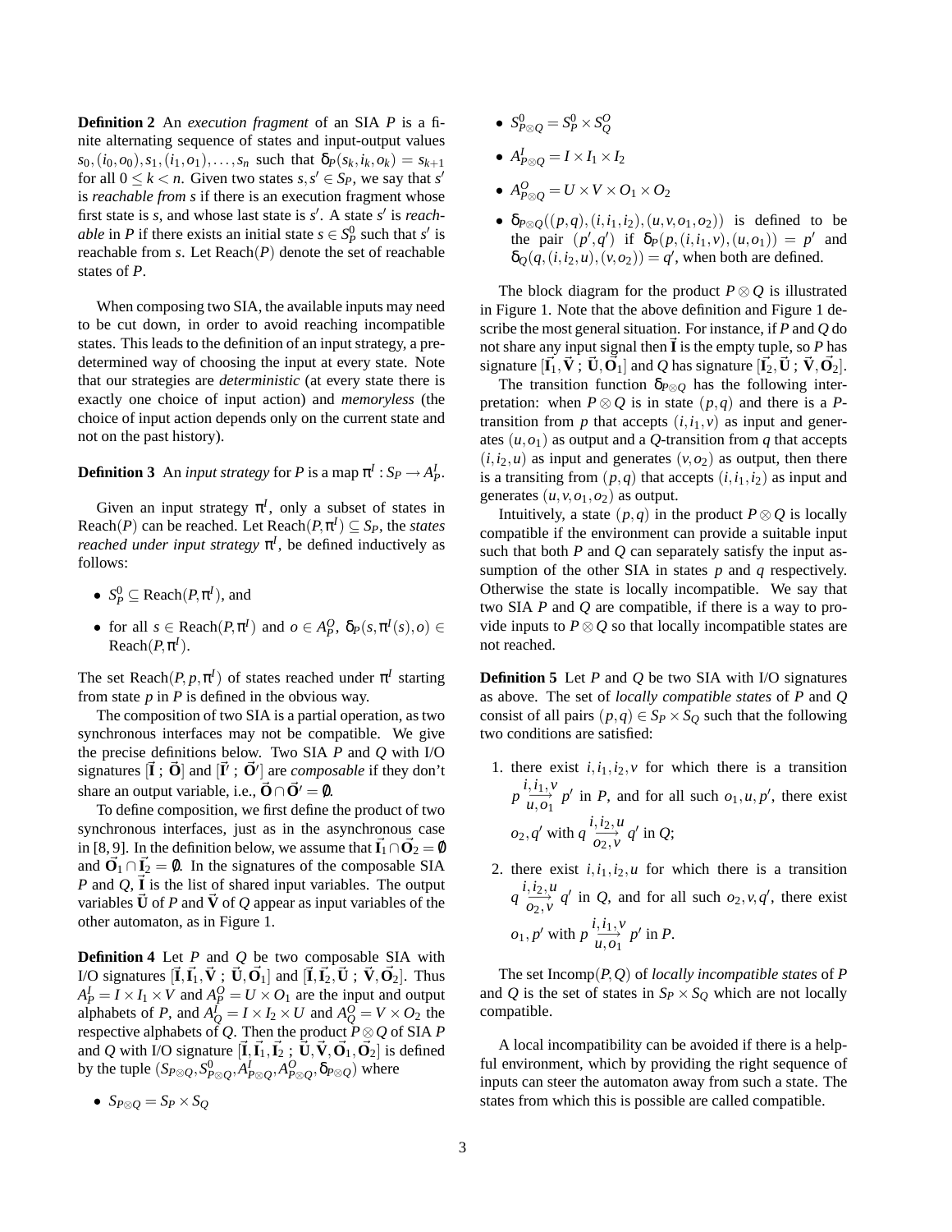**Definition 2** An *execution fragment* of an SIA $P$ is a finite alternating sequence of states and input-output values $s_0,(i_0,o_0),s_1,(i_1,o_1),\ldots,s_n$ such that $\delta_P(s_k,i_k,o_k)=s_{k+1}$ for all $0\le k<n$. Given two states $s,s'\in S_P$, we say that $s'$ is *reachable from* $s$ if there is an execution fragment whose first state is $s$, and whose last state is $s'$. A state $s'$ is *reachable* in $P$ if there exists an initial state $s\in S_P^0$ such that $s'$ is reachable from $s$. Let $\mathrm{Reach}(P)$ denote the set of reachable states of $P$.

When composing two SIA, the available inputs may need to be cut down, in order to avoid reaching incompatible states. This leads to the definition of an input strategy, a predetermined way of choosing the input at every state. Note that our strategies are *deterministic* (at every state there is exactly one choice of input action) and *memoryless* (the choice of input action depends only on the current state and not on the past history).

**Definition 3** An *input strategy* for $P$ is a map $\pi^I : S_P \to A_P^I$.

Given an input strategy $\pi^I$, only a subset of states in $\mathrm{Reach}(P)$ can be reached. Let $\mathrm{Reach}(P,\pi^I)\subseteq S_P$, the *states reached under input strategy* $\pi^I$, be defined inductively as follows:

- $S_P^0\subseteq \mathrm{Reach}(P,\pi^I)$, and
- for all $s\in \mathrm{Reach}(P,\pi^I)$ and $o\in A_P^O$, $\delta_P(s,\pi^I(s),o)\in \mathrm{Reach}(P,\pi^I)$.

The set $\mathrm{Reach}(P,p,\pi^I)$ of states reached under $\pi^I$ starting from state $p$ in $P$ is defined in the obvious way.

The composition of two SIA is a partial operation, as two synchronous interfaces may not be compatible. We give the precise definitions below. Two SIA $P$ and $Q$ with I/O signatures $[\vec{\mathbf{I}}\ ;\ \vec{\mathbf{O}}]$ and $[\vec{\mathbf{I}}'\ ;\ \vec{\mathbf{O}}']$ are *composable* if they don't share an output variable, i.e., $\vec{\mathbf{O}}\cap\vec{\mathbf{O}}'=\emptyset$.

To define composition, we first define the product of two synchronous interfaces, just as in the asynchronous case in [8, 9]. In the definition below, we assume that $\vec{\mathbf{I}}_1\cap\vec{\mathbf{O}}_2=\emptyset$ and $\vec{\mathbf{O}}_1\cap\vec{\mathbf{I}}_2=\emptyset$. In the signatures of the composable SIA $P$ and $Q$, $\vec{\mathbf{I}}$ is the list of shared input variables. The output variables $\vec{\mathbf{U}}$ of $P$ and $\vec{\mathbf{V}}$ of $Q$ appear as input variables of the other automaton, as in Figure 1.

**Definition 4** Let $P$ and $Q$ be two composable SIA with I/O signatures $[\vec{\mathbf{I}},\vec{\mathbf{I}}_1,\vec{\mathbf{V}}\ ;\ \vec{\mathbf{U}},\vec{\mathbf{O}}_1]$ and $[\vec{\mathbf{I}},\vec{\mathbf{I}}_2,\vec{\mathbf{U}}\ ;\ \vec{\mathbf{V}},\vec{\mathbf{O}}_2]$. Thus $A_P^I=I\times I_1\times V$ and $A_P^O=U\times O_1$ are the input and output alphabets of $P$, and $A_Q^I=I\times I_2\times U$ and $A_Q^O=V\times O_2$ the respective alphabets of $Q$. Then the product $P\otimes Q$ of SIA $P$ and $Q$ with I/O signature $[\vec{\mathbf{I}},\vec{\mathbf{I}}_1,\vec{\mathbf{I}}_2\ ;\ \vec{\mathbf{U}},\vec{\mathbf{V}},\vec{\mathbf{O}}_1,\vec{\mathbf{O}}_2]$ is defined by the tuple $(S_{P\otimes Q},S_{P\otimes Q}^0,A_{P\otimes Q}^I,A_{P\otimes Q}^O,\delta_{P\otimes Q})$ where

- $S_{P\otimes Q}=S_P\times S_Q$
- $S_{P\otimes Q}^0=S_P^0\times S_Q^O$
- $A_{P\otimes Q}^I=I\times I_1\times I_2$
- $A_{P\otimes Q}^O=U\times V\times O_1\times O_2$
- $\delta_{P\otimes Q}((p,q),(i,i_1,i_2),(u,v,o_1,o_2))$ is defined to be the pair $(p',q')$ if $\delta_P(p,(i,i_1,v),(u,o_1))=p'$ and $\delta_Q(q,(i,i_2,u),(v,o_2))=q'$, when both are defined.

The block diagram for the product $P\otimes Q$ is illustrated in Figure 1. Note that the above definition and Figure 1 describe the most general situation. For instance, if $P$ and $Q$ do not share any input signal then $\vec{\mathbf{I}}$ is the empty tuple, so $P$ has signature $[\vec{\mathbf{I}}_1,\vec{\mathbf{V}}\ ;\ \vec{\mathbf{U}},\vec{\mathbf{O}}_1]$ and $Q$ has signature $[\vec{\mathbf{I}}_2,\vec{\mathbf{U}}\ ;\ \vec{\mathbf{V}},\vec{\mathbf{O}}_2]$.

The transition function $\delta_{P\otimes Q}$ has the following interpretation: when $P\otimes Q$ is in state $(p,q)$ and there is a $P$-transition from $p$ that accepts $(i,i_1,v)$ as input and generates $(u,o_1)$ as output and a $Q$-transition from $q$ that accepts $(i,i_2,u)$ as input and generates $(v,o_2)$ as output, then there is a transiting from $(p,q)$ that accepts $(i,i_1,i_2)$ as input and generates $(u,v,o_1,o_2)$ as output.

Intuitively, a state $(p,q)$ in the product $P\otimes Q$ is locally compatible if the environment can provide a suitable input such that both $P$ and $Q$ can separately satisfy the input assumption of the other SIA in states $p$ and $q$ respectively. Otherwise the state is locally incompatible. We say that two SIA $P$ and $Q$ are compatible, if there is a way to provide inputs to $P\otimes Q$ so that locally incompatible states are not reached.

**Definition 5** Let $P$ and $Q$ be two SIA with I/O signatures as above. The set of *locally compatible states* of $P$ and $Q$ consist of all pairs $(p,q)\in S_P\times S_Q$ such that the following two conditions are satisfied:

1. there exist $i,i_1,i_2,v$ for which there is a transition $p\xrightarrow[u,o_1]{i,i_1,v}p'$ in $P$, and for all such $o_1,u,p'$, there exist $o_2,q'$ with $q\xrightarrow[o_2,v]{i,i_2,u}q'$ in $Q$;
2. there exist $i,i_1,i_2,u$ for which there is a transition $q\xrightarrow[o_2,v]{i,i_2,u}q'$ in $Q$, and for all such $o_2,v,q'$, there exist $o_1,p'$ with $p\xrightarrow[u,o_1]{i,i_1,v}p'$ in $P$.

The set $\mathrm{Incomp}(P,Q)$ of *locally incompatible states* of $P$ and $Q$ is the set of states in $S_P\times S_Q$ which are not locally compatible.

A local incompatibility can be avoided if there is a helpful environment, which by providing the right sequence of inputs can steer the automaton away from such a state. The states from which this is possible are called compatible.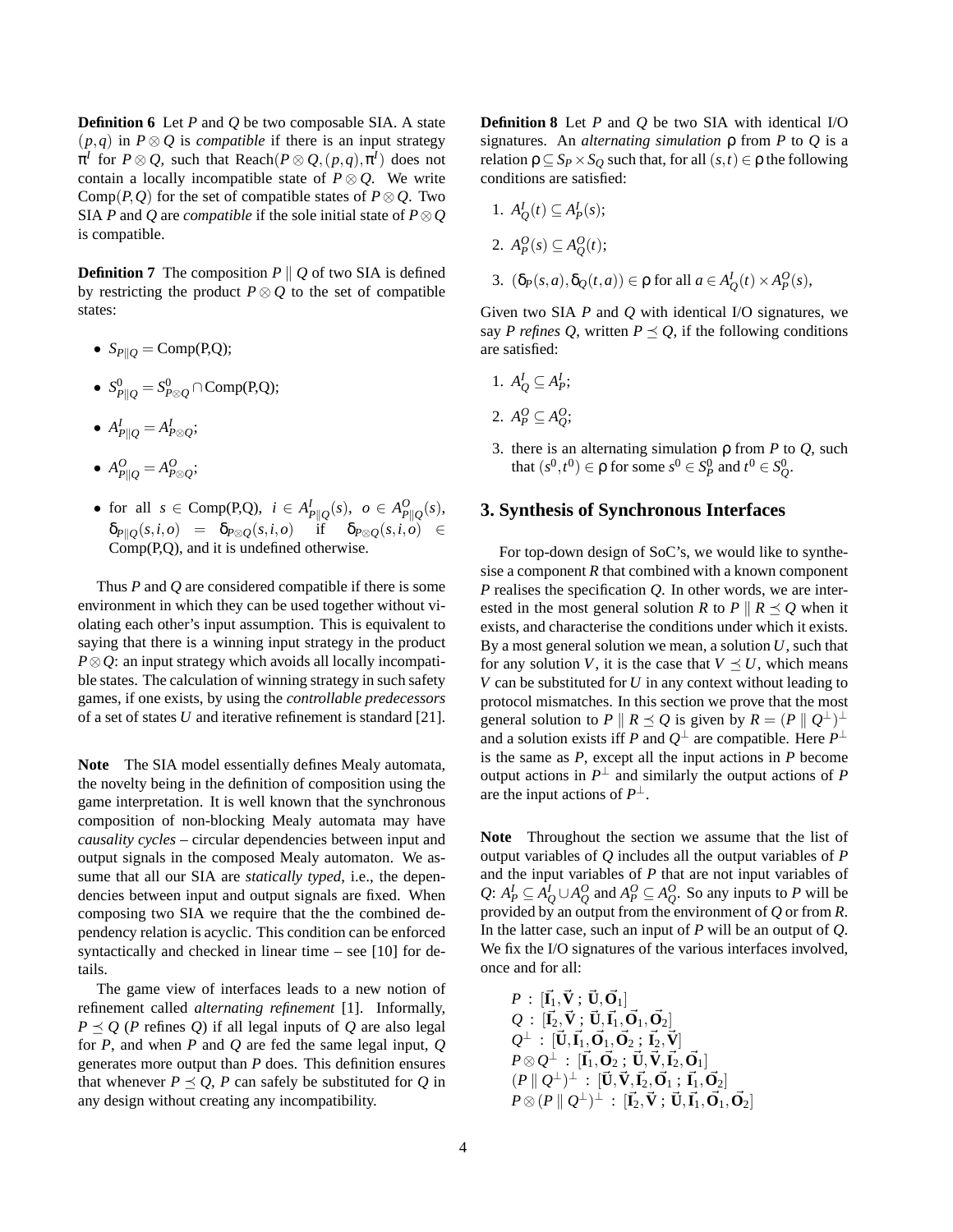**Definition 6** Let $P$ and $Q$ be two composable SIA. A state $(p,q)$ in $P \otimes Q$ is *compatible* if there is an input strategy $\pi^I$ for $P \otimes Q$, such that $\mathrm{Reach}(P \otimes Q, (p,q), \pi^I)$ does not contain a locally incompatible state of $P \otimes Q$. We write $\mathrm{Comp}(P,Q)$ for the set of compatible states of $P \otimes Q$. Two SIA $P$ and $Q$ are *compatible* if the sole initial state of $P \otimes Q$ is compatible.

**Definition 7** The composition $P \parallel Q$ of two SIA is defined by restricting the product $P \otimes Q$ to the set of compatible states:

- $S_{P\parallel Q} = \mathrm{Comp(P,Q)}$;
- $S^0_{P\parallel Q} = S^0_{P\otimes Q} \cap \mathrm{Comp(P,Q)}$;
- $A^I_{P\parallel Q} = A^I_{P\otimes Q}$;
- $A^O_{P\parallel Q} = A^O_{P\otimes Q}$;
- for all $s \in \mathrm{Comp(P,Q)}$, $i \in A^I_{P\parallel Q}(s)$, $o \in A^O_{P\parallel Q}(s)$, $\delta_{P\parallel Q}(s,i,o) = \delta_{P\otimes Q}(s,i,o)$ if $\delta_{P\otimes Q}(s,i,o) \in \mathrm{Comp(P,Q)}$, and it is undefined otherwise.

Thus $P$ and $Q$ are considered compatible if there is some environment in which they can be used together without violating each other's input assumption. This is equivalent to saying that there is a winning input strategy in the product $P \otimes Q$: an input strategy which avoids all locally incompatible states. The calculation of winning strategy in such safety games, if one exists, by using the *controllable predecessors* of a set of states $U$ and iterative refinement is standard [21].

**Note** The SIA model essentially defines Mealy automata, the novelty being in the definition of composition using the game interpretation. It is well known that the synchronous composition of non-blocking Mealy automata may have *causality cycles* – circular dependencies between input and output signals in the composed Mealy automaton. We assume that all our SIA are *statically typed*, i.e., the dependencies between input and output signals are fixed. When composing two SIA we require that the the combined dependency relation is acyclic. This condition can be enforced syntactically and checked in linear time – see [10] for details.

The game view of interfaces leads to a new notion of refinement called *alternating refinement* [1]. Informally, $P \preceq Q$ ($P$ refines $Q$) if all legal inputs of $Q$ are also legal for $P$, and when $P$ and $Q$ are fed the same legal input, $Q$ generates more output than $P$ does. This definition ensures that whenever $P \preceq Q$, $P$ can safely be substituted for $Q$ in any design without creating any incompatibility.

**Definition 8** Let $P$ and $Q$ be two SIA with identical I/O signatures. An *alternating simulation* $\rho$ from $P$ to $Q$ is a relation $\rho \subseteq S_P \times S_Q$ such that, for all $(s,t) \in \rho$ the following conditions are satisfied:

1. $A^I_Q(t) \subseteq A^I_P(s)$;
2. $A^O_P(s) \subseteq A^O_Q(t)$;
3. $(\delta_P(s,a), \delta_Q(t,a)) \in \rho$ for all $a \in A^I_Q(t) \times A^O_P(s)$,

Given two SIA $P$ and $Q$ with identical I/O signatures, we say $P$ *refines* $Q$, written $P \preceq Q$, if the following conditions are satisfied:

1. $A^I_Q \subseteq A^I_P$;
2. $A^O_P \subseteq A^O_Q$;
3. there is an alternating simulation $\rho$ from $P$ to $Q$, such that $(s^0, t^0) \in \rho$ for some $s^0 \in S^0_P$ and $t^0 \in S^0_Q$.

## 3. Synthesis of Synchronous Interfaces

For top-down design of SoC's, we would like to synthesise a component $R$ that combined with a known component $P$ realises the specification $Q$. In other words, we are interested in the most general solution $R$ to $P \parallel R \preceq Q$ when it exists, and characterise the conditions under which it exists. By a most general solution we mean, a solution $U$, such that for any solution $V$, it is the case that $V \preceq U$, which means $V$ can be substituted for $U$ in any context without leading to protocol mismatches. In this section we prove that the most general solution to $P \parallel R \preceq Q$ is given by $R = (P \parallel Q^\perp)^\perp$ and a solution exists iff $P$ and $Q^\perp$ are compatible. Here $P^\perp$ is the same as $P$, except all the input actions in $P$ become output actions in $P^\perp$ and similarly the output actions of $P$ are the input actions of $P^\perp$.

**Note** Throughout the section we assume that the list of output variables of $Q$ includes all the output variables of $P$ and the input variables of $P$ that are not input variables of $Q$: $A^I_P \subseteq A^I_Q \cup A^O_Q$ and $A^O_P \subseteq A^O_Q$. So any inputs to $P$ will be provided by an output from the environment of $Q$ or from $R$. In the latter case, such an input of $P$ will be an output of $Q$. We fix the I/O signatures of the various interfaces involved, once and for all:

$$
\begin{array}{l}
P \;:\; [\vec{\mathbf{I}}_1, \vec{\mathbf{V}} \;;\; \vec{\mathbf{U}}, \vec{\mathbf{O}}_1] \\
Q \;:\; [\vec{\mathbf{I}}_2, \vec{\mathbf{V}} \;;\; \vec{\mathbf{U}}, \vec{\mathbf{I}}_1, \vec{\mathbf{O}}_1, \vec{\mathbf{O}}_2] \\
Q^\perp \;:\; [\vec{\mathbf{U}}, \vec{\mathbf{I}}_1, \vec{\mathbf{O}}_1, \vec{\mathbf{O}}_2 \;;\; \vec{\mathbf{I}}_2, \vec{\mathbf{V}}] \\
P \otimes Q^\perp \;:\; [\vec{\mathbf{I}}_1, \vec{\mathbf{O}}_2 \;;\; \vec{\mathbf{U}}, \vec{\mathbf{V}}, \vec{\mathbf{I}}_2, \vec{\mathbf{O}}_1] \\
(P \parallel Q^\perp)^\perp \;:\; [\vec{\mathbf{U}}, \vec{\mathbf{V}}, \vec{\mathbf{I}}_2, \vec{\mathbf{O}}_1 \;;\; \vec{\mathbf{I}}_1, \vec{\mathbf{O}}_2] \\
P \otimes (P \parallel Q^\perp)^\perp \;:\; [\vec{\mathbf{I}}_2, \vec{\mathbf{V}} \;;\; \vec{\mathbf{U}}, \vec{\mathbf{I}}_1, \vec{\mathbf{O}}_1, \vec{\mathbf{O}}_2]
\end{array}
$$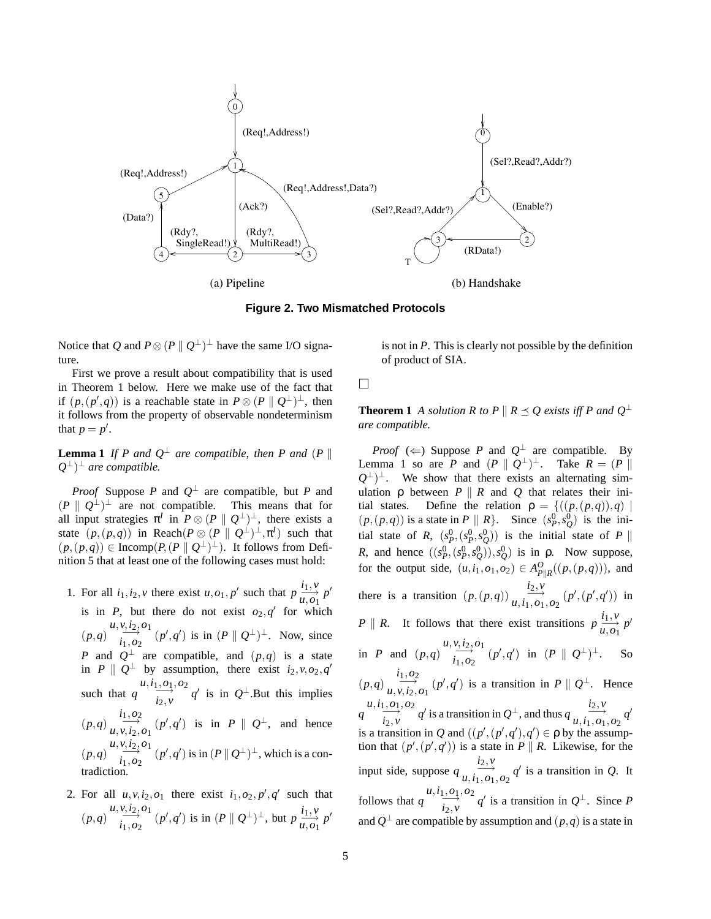(a) Pipeline

(b) Handshake

**Figure 2. Two Mismatched Protocols**

Notice that $Q$ and $P \otimes (P \parallel Q^{\perp})^{\perp}$ have the same I/O signature.

First we prove a result about compatibility that is used in Theorem 1 below. Here we make use of the fact that if $(p,(p',q))$ is a reachable state in $P \otimes (P \parallel Q^{\perp})^{\perp}$, then it follows from the property of observable nondeterminism that $p = p'$.

**Lemma 1** *If $P$ and $Q^{\perp}$ are compatible, then $P$ and $(P \parallel Q^{\perp})^{\perp}$ are compatible.*

*Proof* Suppose $P$ and $Q^{\perp}$ are compatible, but $P$ and $(P \parallel Q^{\perp})^{\perp}$ are not compatible. This means that for all input strategies $\pi^I$ in $P \otimes (P \parallel Q^{\perp})^{\perp}$, there exists a state $(p,(p,q))$ in $\mathrm{Reach}(P \otimes (P \parallel Q^{\perp})^{\perp}, \pi^I)$ such that $(p,(p,q)) \in \mathrm{Incomp}(P,(P \parallel Q^{\perp})^{\perp})$. It follows from Definition 5 that at least one of the following cases must hold:

1. For all $i_1, i_2, v$ there exist $u, o_1, p'$ such that $p \xrightarrow[u,o_1]{i_1,v} p'$ is in $P$, but there do not exist $o_2, q'$ for which $(p,q) \xrightarrow[i_1,o_2]{u,v,i_2,o_1} (p',q')$ is in $(P \parallel Q^{\perp})^{\perp}$. Now, since $P$ and $Q^{\perp}$ are compatible, and $(p,q)$ is a state in $P \parallel Q^{\perp}$ by assumption, there exist $i_2, v, o_2, q'$ such that $q \xrightarrow[i_2,v]{u,i_1,o_1,o_2} q'$ is in $Q^{\perp}$.But this implies $(p,q) \xrightarrow[u,v,i_2,o_1]{i_1,o_2} (p',q')$ is in $P \parallel Q^{\perp}$, and hence $(p,q) \xrightarrow[i_1,o_2]{u,v,i_2,o_1} (p',q')$ is in $(P \parallel Q^{\perp})^{\perp}$, which is a contradiction.

2. For all $u, v, i_2, o_1$ there exist $i_1, o_2, p', q'$ such that $(p,q) \xrightarrow[i_1,o_2]{u,v,i_2,o_1} (p',q')$ is in $(P \parallel Q^{\perp})^{\perp}$, but $p \xrightarrow[u,o_1]{i_1,v} p'$ is not in $P$. This is clearly not possible by the definition of product of SIA.

□

**Theorem 1** *A solution $R$ to $P \parallel R \preceq Q$ exists iff $P$ and $Q^{\perp}$ are compatible.*

*Proof* ($\Leftarrow$) Suppose $P$ and $Q^{\perp}$ are compatible. By Lemma 1 so are $P$ and $(P \parallel Q^{\perp})^{\perp}$. Take $R = (P \parallel Q^{\perp})^{\perp}$. We show that there exists an alternating simulation $\rho$ between $P \parallel R$ and $Q$ that relates their initial states. Define the relation $\rho = \{((p,(p,q)),q) \mid (p,(p,q))$ is a state in $P \parallel R\}$. Since $(s_P^0, s_Q^0)$ is the initial state of $R$, $(s_P^0,(s_P^0,s_Q^0))$ is the initial state of $P \parallel R$, and hence $((s_P^0,(s_P^0,s_Q^0)),s_Q^0)$ is in $\rho$. Now suppose, for the output side, $(u,i_1,o_1,o_2) \in A^O_{P\parallel R}((p,(p,q)))$, and there is a transition $(p,(p,q)) \xrightarrow[u,i_1,o_1,o_2]{i_2,v} (p',(p',q'))$ in $P \parallel R$. It follows that there exist transitions $p \xrightarrow[u,o_1]{i_1,v} p'$ in $P$ and $(p,q) \xrightarrow[i_1,o_2]{u,v,i_2,o_1} (p',q')$ in $(P \parallel Q^{\perp})^{\perp}$. So $(p,q) \xrightarrow[u,v,i_2,o_1]{i_1,o_2} (p',q')$ is a transition in $P \parallel Q^{\perp}$. Hence $q \xrightarrow[i_2,v]{u,i_1,o_1,o_2} q'$ is a transition in $Q^{\perp}$, and thus $q \xrightarrow[u,i_1,o_1,o_2]{i_2,v} q'$ is a transition in $Q$ and $((p',(p',q'),q') \in \rho$ by the assumption that $(p',(p',q'))$ is a state in $P \parallel R$. Likewise, for the input side, suppose $q \xrightarrow[u,i_1,o_1,o_2]{i_2,v} q'$ is a transition in $Q$. It follows that $q \xrightarrow[i_2,v]{u,i_1,o_1,o_2} q'$ is a transition in $Q^{\perp}$. Since $P$ and $Q^{\perp}$ are compatible by assumption and $(p,q)$ is a state in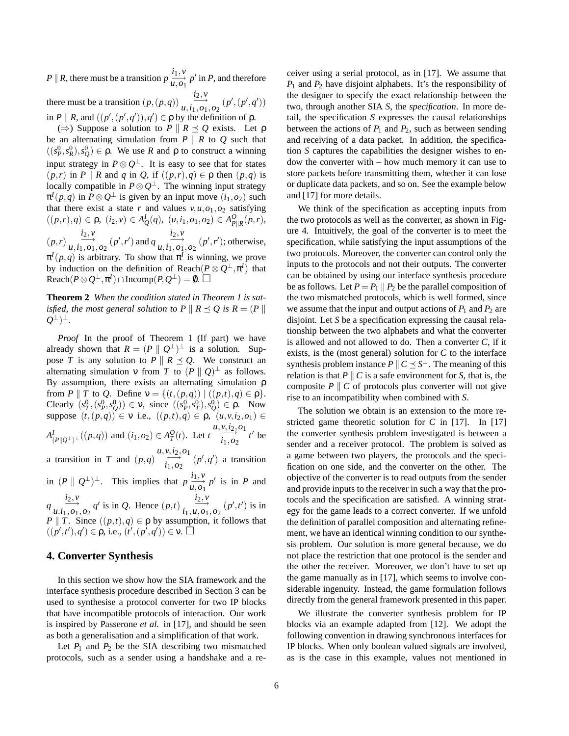$P \parallel R$, there must be a transition $p \xrightarrow[u,o_1]{i_1,v} p'$ in $P$, and therefore there must be a transition $(p,(p,q)) \xrightarrow[u,i_1,o_1,o_2]{i_2,v} (p',(p',q'))$ in $P \parallel R$, and $((p',(p',q')),q') \in \rho$ by the definition of $\rho$.

($\Rightarrow$) Suppose a solution to $P \parallel R \preceq Q$ exists. Let $\rho$ be an alternating simulation from $P \parallel R$ to $Q$ such that $((s_P^0, s_R^0), s_Q^0) \in \rho$. We use $R$ and $\rho$ to construct a winning input strategy in $P \otimes Q^\perp$. It is easy to see that for states $(p,r)$ in $P \parallel R$ and $q$ in $Q$, if $((p,r),q) \in \rho$ then $(p,q)$ is locally compatible in $P \otimes Q^\perp$. The winning input strategy $\pi^I(p,q)$ in $P \otimes Q^\perp$ is given by an input move $(i_1,o_2)$ such that there exist a state $r$ and values $v,u,o_1,o_2$ satisfying $((p,r),q) \in \rho$, $(i_2,v) \in A_Q^I(q)$, $(u,i_1,o_1,o_2) \in A_{P\parallel R}^O(p,r)$, $(p,r) \xrightarrow[u,i_1,o_1,o_2]{i_2,v} (p',r')$ and $q \xrightarrow[u,i_1,o_1,o_2]{i_2,v} (p',r')$; otherwise, $\pi^I(p,q)$ is arbitrary. To show that $\pi^I$ is winning, we prove by induction on the definition of $\text{Reach}(P \otimes Q^\perp, \pi^I)$ that $\text{Reach}(P \otimes Q^\perp, \pi^I) \cap \text{Incomp}(P,Q^\perp) = \emptyset$. $\square$

**Theorem 2** *When the condition stated in Theorem 1 is satisfied, the most general solution to $P \parallel R \preceq Q$ is $R = (P \parallel Q^\perp)^\perp$.*

*Proof* In the proof of Theorem 1 (If part) we have already shown that $R = (P \parallel Q^\perp)^\perp$ is a solution. Suppose $T$ is any solution to $P \parallel R \preceq Q$. We construct an alternating simulation $\nu$ from $T$ to $(P \parallel Q)^\perp$ as follows. By assumption, there exists an alternating simulation $\rho$ from $P \parallel T$ to $Q$. Define $\nu = \{(t,(p,q)) \mid ((p,t),q) \in \rho\}$. Clearly $(s_T^0,(s_P^0,s_Q^0)) \in \nu$, since $((s_P^0,s_T^0),s_Q^0) \in \rho$. Now suppose $(t,(p,q)) \in \nu$ i.e., $((p,t),q) \in \rho$, $(u,v,i_2,o_1) \in A_{(P\parallel Q^\perp)^\perp}^I((p,q))$ and $(i_1,o_2) \in A_T^O(t)$. Let $t \xrightarrow[i_1,o_2]{u,v,i_2,o_1} t'$ be a transition in $T$ and $(p,q) \xrightarrow[i_1,o_2]{u,v,i_2,o_1} (p',q')$ a transition in $(P \parallel Q^\perp)^\perp$. This implies that $p \xrightarrow[u,o_1]{i_1,v} p'$ is in $P$ and $q \xrightarrow[u.i_1,o_1,o_2]{i_2,v} q'$ is in $Q$. Hence $(p,t) \xrightarrow[i_1,u,o_1,o_2]{i_2,v} (p',t')$ is in $P \parallel T$. Since $((p,t),q) \in \rho$ by assumption, it follows that $((p',t'),q') \in \rho$, i.e., $(t',(p',q')) \in \nu$. $\square$

## 4. Converter Synthesis

In this section we show how the SIA framework and the interface synthesis procedure described in Section 3 can be used to synthesise a protocol converter for two IP blocks that have incompatible protocols of interaction. Our work is inspired by Passerone *et al.* in [17], and should be seen as both a generalisation and a simplification of that work.

Let $P_1$ and $P_2$ be the SIA describing two mismatched protocols, such as a sender using a handshake and a receiver using a serial protocol, as in [17]. We assume that $P_1$ and $P_2$ have disjoint alphabets. It's the responsibility of the designer to specify the exact relationship between the two, through another SIA $S$, the *specification*. In more detail, the specification $S$ expresses the causal relationships between the actions of $P_1$ and $P_2$, such as between sending and receiving of a data packet. In addition, the specification $S$ captures the capabilities the designer wishes to endow the converter with – how much memory it can use to store packets before transmitting them, whether it can lose or duplicate data packets, and so on. See the example below and [17] for more details.

We think of the specification as accepting inputs from the two protocols as well as the converter, as shown in Figure 4. Intuitively, the goal of the converter is to meet the specification, while satisfying the input assumptions of the two protocols. Moreover, the converter can control only the inputs to the protocols and not their outputs. The converter can be obtained by using our interface synthesis procedure be as follows. Let $P = P_1 \parallel P_2$ be the parallel composition of the two mismatched protocols, which is well formed, since we assume that the input and output actions of $P_1$ and $P_2$ are disjoint. Let $S$ be a specification expressing the causal relationship between the two alphabets and what the converter is allowed and not allowed to do. Then a converter $C$, if it exists, is the (most general) solution for $C$ to the interface synthesis problem instance $P \parallel C \preceq S^\perp$. The meaning of this relation is that $P \parallel C$ is a safe environment for $S$, that is, the composite $P \parallel C$ of protocols plus converter will not give rise to an incompatibility when combined with $S$.

The solution we obtain is an extension to the more restricted game theoretic solution for $C$ in [17]. In [17] the converter synthesis problem investigated is between a sender and a receiver protocol. The problem is solved as a game between two players, the protocols and the specification on one side, and the converter on the other. The objective of the converter is to read outputs from the sender and provide inputs to the receiver in such a way that the protocols and the specification are satisfied. A winning strategy for the game leads to a correct converter. If we unfold the definition of parallel composition and alternating refinement, we have an identical winning condition to our synthesis problem. Our solution is more general because, we do not place the restriction that one protocol is the sender and the other the receiver. Moreover, we don't have to set up the game manually as in [17], which seems to involve considerable ingenuity. Instead, the game formulation follows directly from the general framework presented in this paper.

We illustrate the converter synthesis problem for IP blocks via an example adapted from [12]. We adopt the following convention in drawing synchronous interfaces for IP blocks. When only boolean valued signals are involved, as is the case in this example, values not mentioned in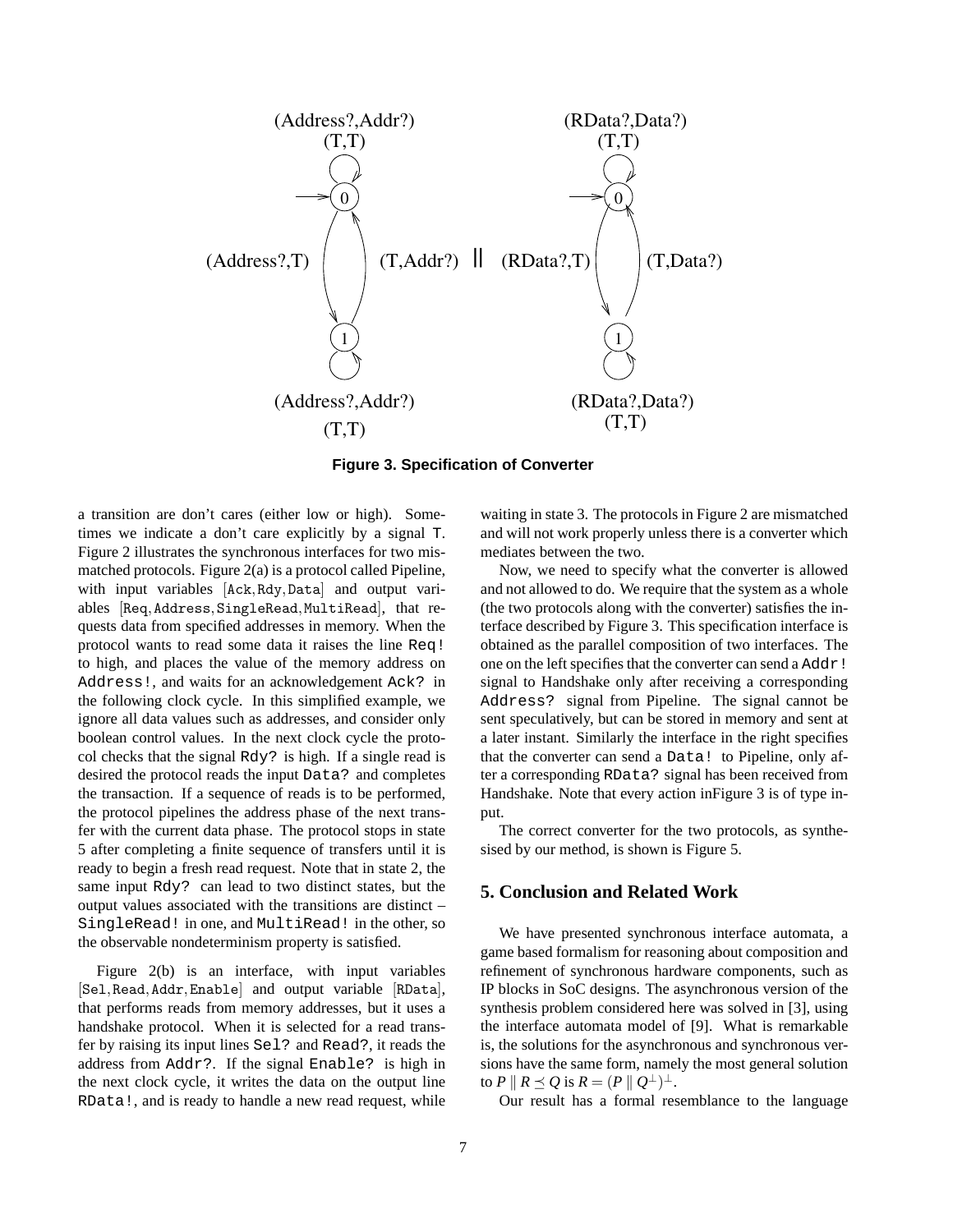(Address?,Addr?)
(T,T)
0
(Address?,T)
(T,Addr?)
1
(Address?,Addr?)
(T,T)

||

(RData?,Data?)
(T,T)
0
(RData?,T)
(T,Data?)
1
(RData?,Data?)
(T,T)

**Figure 3. Specification of Converter**

a transition are don't cares (either low or high). Sometimes we indicate a don't care explicitly by a signal T. Figure 2 illustrates the synchronous interfaces for two mismatched protocols. Figure 2(a) is a protocol called Pipeline, with input variables [Ack, Rdy, Data] and output variables [Req, Address, SingleRead, MultiRead], that requests data from specified addresses in memory. When the protocol wants to read some data it raises the line Req! to high, and places the value of the memory address on Address!, and waits for an acknowledgement Ack? in the following clock cycle. In this simplified example, we ignore all data values such as addresses, and consider only boolean control values. In the next clock cycle the protocol checks that the signal Rdy? is high. If a single read is desired the protocol reads the input Data? and completes the transaction. If a sequence of reads is to be performed, the protocol pipelines the address phase of the next transfer with the current data phase. The protocol stops in state 5 after completing a finite sequence of transfers until it is ready to begin a fresh read request. Note that in state 2, the same input Rdy? can lead to two distinct states, but the output values associated with the transitions are distinct – SingleRead! in one, and MultiRead! in the other, so the observable nondeterminism property is satisfied.

Figure 2(b) is an interface, with input variables [Sel, Read, Addr, Enable] and output variable [RData], that performs reads from memory addresses, but it uses a handshake protocol. When it is selected for a read transfer by raising its input lines Sel? and Read?, it reads the address from Addr?. If the signal Enable? is high in the next clock cycle, it writes the data on the output line RData!, and is ready to handle a new read request, while waiting in state 3. The protocols in Figure 2 are mismatched and will not work properly unless there is a converter which mediates between the two.

Now, we need to specify what the converter is allowed and not allowed to do. We require that the system as a whole (the two protocols along with the converter) satisfies the interface described by Figure 3. This specification interface is obtained as the parallel composition of two interfaces. The one on the left specifies that the converter can send a Addr! signal to Handshake only after receiving a corresponding Address? signal from Pipeline. The signal cannot be sent speculatively, but can be stored in memory and sent at a later instant. Similarly the interface in the right specifies that the converter can send a Data! to Pipeline, only after a corresponding RData? signal has been received from Handshake. Note that every action inFigure 3 is of type input.

The correct converter for the two protocols, as synthesised by our method, is shown is Figure 5.

## 5. Conclusion and Related Work

We have presented synchronous interface automata, a game based formalism for reasoning about composition and refinement of synchronous hardware components, such as IP blocks in SoC designs. The asynchronous version of the synthesis problem considered here was solved in [3], using the interface automata model of [9]. What is remarkable is, the solutions for the asynchronous and synchronous versions have the same form, namely the most general solution to $P \parallel R \preceq Q$ is $R = (P \parallel Q^{\perp})^{\perp}$.

Our result has a formal resemblance to the language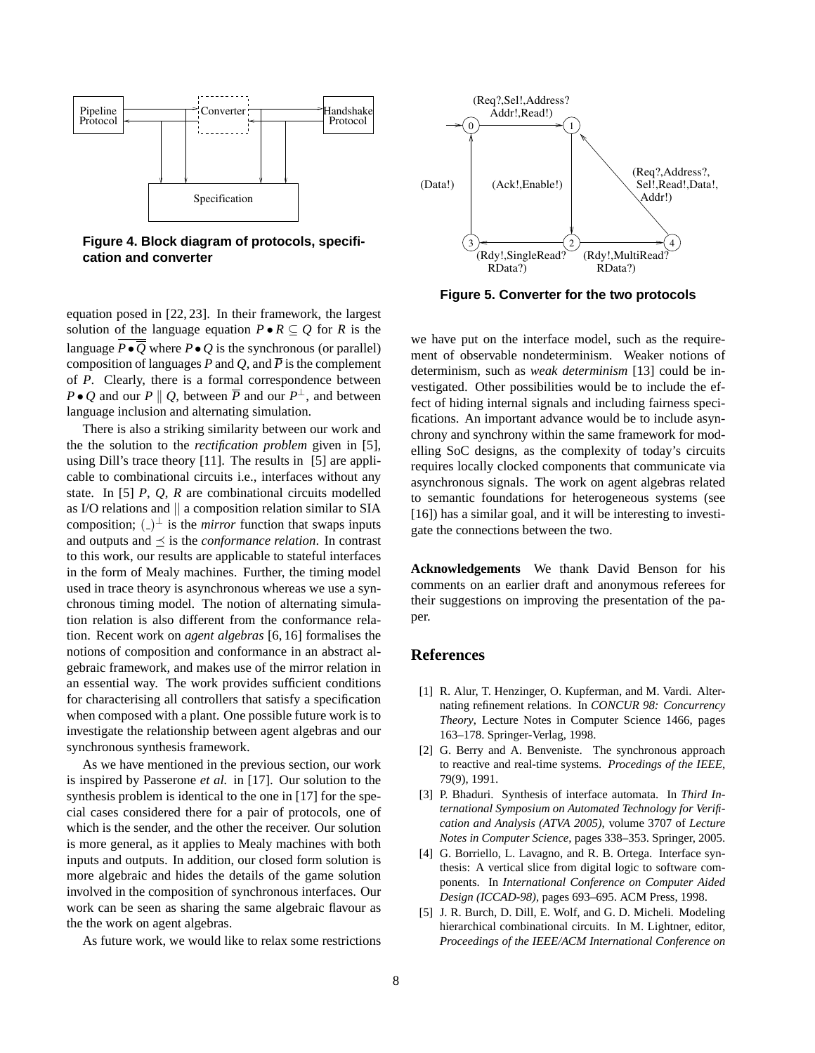Pipeline Protocol

Converter

Handshake Protocol

Specification

**Figure 4. Block diagram of protocols, specification and converter**

equation posed in [22, 23]. In their framework, the largest solution of the language equation $P \bullet R \subseteq Q$ for $R$ is the language $\overline{P \bullet \overline{Q}}$ where $P \bullet Q$ is the synchronous (or parallel) composition of languages $P$ and $Q$, and $\overline{P}$ is the complement of $P$. Clearly, there is a formal correspondence between $P \bullet Q$ and our $P \parallel Q$, between $\overline{P}$ and our $P^{\perp}$, and between language inclusion and alternating simulation.

There is also a striking similarity between our work and the the solution to the *rectification problem* given in [5], using Dill's trace theory [11]. The results in [5] are applicable to combinational circuits i.e., interfaces without any state. In [5] $P$, $Q$, $R$ are combinational circuits modelled as I/O relations and $||$ a composition relation similar to SIA composition; $(\_)^{\perp}$ is the *mirror* function that swaps inputs and outputs and $\preceq$ is the *conformance relation*. In contrast to this work, our results are applicable to stateful interfaces in the form of Mealy machines. Further, the timing model used in trace theory is asynchronous whereas we use a synchronous timing model. The notion of alternating simulation relation is also different from the conformance relation. Recent work on *agent algebras* [6, 16] formalises the notions of composition and conformance in an abstract algebraic framework, and makes use of the mirror relation in an essential way. The work provides sufficient conditions for characterising all controllers that satisfy a specification when composed with a plant. One possible future work is to investigate the relationship between agent algebras and our synchronous synthesis framework.

As we have mentioned in the previous section, our work is inspired by Passerone *et al.* in [17]. Our solution to the synthesis problem is identical to the one in [17] for the special cases considered there for a pair of protocols, one of which is the sender, and the other the receiver. Our solution is more general, as it applies to Mealy machines with both inputs and outputs. In addition, our closed form solution is more algebraic and hides the details of the game solution involved in the composition of synchronous interfaces. Our work can be seen as sharing the same algebraic flavour as the the work on agent algebras.

As future work, we would like to relax some restrictions

(Req?,Sel!,Address? Addr!,Read!)

0 1 2 3 4

(Data!)

(Ack!,Enable!)

(Req?,Address?, Sel!,Read!,Data!, Addr!)

(Rdy!,SingleRead? RData?)

(Rdy!,MultiRead? RData?)

**Figure 5. Converter for the two protocols**

we have put on the interface model, such as the requirement of observable nondeterminism. Weaker notions of determinism, such as *weak determinism* [13] could be investigated. Other possibilities would be to include the effect of hiding internal signals and including fairness specifications. An important advance would be to include asynchrony and synchrony within the same framework for modelling SoC designs, as the complexity of today's circuits requires locally clocked components that communicate via asynchronous signals. The work on agent algebras related to semantic foundations for heterogeneous systems (see [16]) has a similar goal, and it will be interesting to investigate the connections between the two.

**Acknowledgements** We thank David Benson for his comments on an earlier draft and anonymous referees for their suggestions on improving the presentation of the paper.

## References

[1] R. Alur, T. Henzinger, O. Kupferman, and M. Vardi. Alternating refinement relations. In *CONCUR 98: Concurrency Theory*, Lecture Notes in Computer Science 1466, pages 163–178. Springer-Verlag, 1998.

[2] G. Berry and A. Benveniste. The synchronous approach to reactive and real-time systems. *Procedings of the IEEE*, 79(9), 1991.

[3] P. Bhaduri. Synthesis of interface automata. In *Third International Symposium on Automated Technology for Verification and Analysis (ATVA 2005)*, volume 3707 of *Lecture Notes in Computer Science*, pages 338–353. Springer, 2005.

[4] G. Borriello, L. Lavagno, and R. B. Ortega. Interface synthesis: A vertical slice from digital logic to software components. In *International Conference on Computer Aided Design (ICCAD-98)*, pages 693–695. ACM Press, 1998.

[5] J. R. Burch, D. Dill, E. Wolf, and G. D. Micheli. Modeling hierarchical combinational circuits. In M. Lightner, editor, *Proceedings of the IEEE/ACM International Conference on*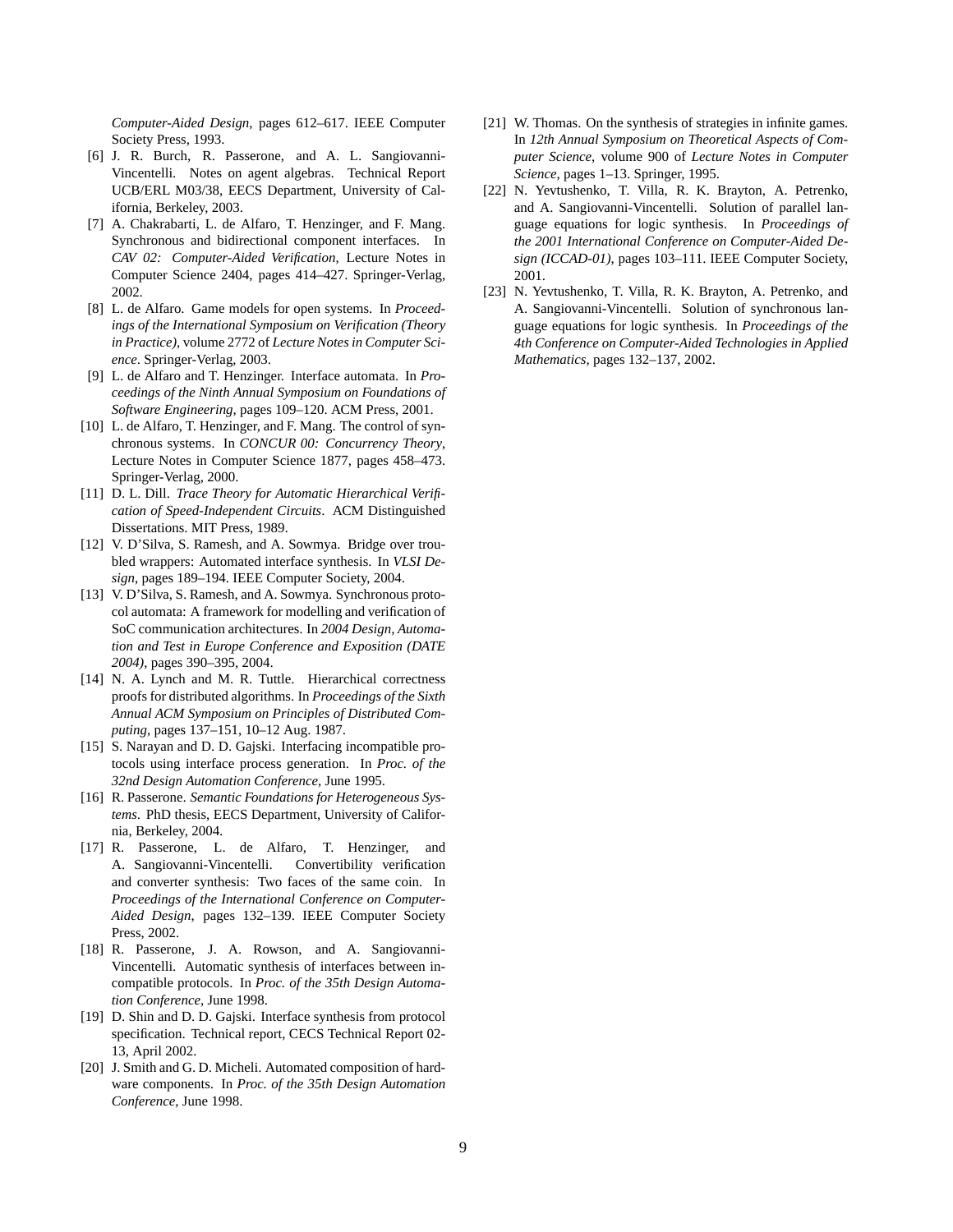*Computer-Aided Design*, pages 612–617. IEEE Computer Society Press, 1993.

[6] J. R. Burch, R. Passerone, and A. L. Sangiovanni-Vincentelli. Notes on agent algebras. Technical Report UCB/ERL M03/38, EECS Department, University of California, Berkeley, 2003.

[7] A. Chakrabarti, L. de Alfaro, T. Henzinger, and F. Mang. Synchronous and bidirectional component interfaces. In *CAV 02: Computer-Aided Verification*, Lecture Notes in Computer Science 2404, pages 414–427. Springer-Verlag, 2002.

[8] L. de Alfaro. Game models for open systems. In *Proceedings of the International Symposium on Verification (Theory in Practice)*, volume 2772 of *Lecture Notes in Computer Science*. Springer-Verlag, 2003.

[9] L. de Alfaro and T. Henzinger. Interface automata. In *Proceedings of the Ninth Annual Symposium on Foundations of Software Engineering*, pages 109–120. ACM Press, 2001.

[10] L. de Alfaro, T. Henzinger, and F. Mang. The control of synchronous systems. In *CONCUR 00: Concurrency Theory*, Lecture Notes in Computer Science 1877, pages 458–473. Springer-Verlag, 2000.

[11] D. L. Dill. *Trace Theory for Automatic Hierarchical Verification of Speed-Independent Circuits*. ACM Distinguished Dissertations. MIT Press, 1989.

[12] V. D'Silva, S. Ramesh, and A. Sowmya. Bridge over troubled wrappers: Automated interface synthesis. In *VLSI Design*, pages 189–194. IEEE Computer Society, 2004.

[13] V. D'Silva, S. Ramesh, and A. Sowmya. Synchronous protocol automata: A framework for modelling and verification of SoC communication architectures. In *2004 Design, Automation and Test in Europe Conference and Exposition (DATE 2004)*, pages 390–395, 2004.

[14] N. A. Lynch and M. R. Tuttle. Hierarchical correctness proofs for distributed algorithms. In *Proceedings of the Sixth Annual ACM Symposium on Principles of Distributed Computing*, pages 137–151, 10–12 Aug. 1987.

[15] S. Narayan and D. D. Gajski. Interfacing incompatible protocols using interface process generation. In *Proc. of the 32nd Design Automation Conference*, June 1995.

[16] R. Passerone. *Semantic Foundations for Heterogeneous Systems*. PhD thesis, EECS Department, University of California, Berkeley, 2004.

[17] R. Passerone, L. de Alfaro, T. Henzinger, and A. Sangiovanni-Vincentelli. Convertibility verification and converter synthesis: Two faces of the same coin. In *Proceedings of the International Conference on Computer-Aided Design*, pages 132–139. IEEE Computer Society Press, 2002.

[18] R. Passerone, J. A. Rowson, and A. Sangiovanni-Vincentelli. Automatic synthesis of interfaces between incompatible protocols. In *Proc. of the 35th Design Automation Conference*, June 1998.

[19] D. Shin and D. D. Gajski. Interface synthesis from protocol specification. Technical report, CECS Technical Report 02-13, April 2002.

[20] J. Smith and G. D. Micheli. Automated composition of hardware components. In *Proc. of the 35th Design Automation Conference*, June 1998.

[21] W. Thomas. On the synthesis of strategies in infinite games. In *12th Annual Symposium on Theoretical Aspects of Computer Science*, volume 900 of *Lecture Notes in Computer Science*, pages 1–13. Springer, 1995.

[22] N. Yevtushenko, T. Villa, R. K. Brayton, A. Petrenko, and A. Sangiovanni-Vincentelli. Solution of parallel language equations for logic synthesis. In *Proceedings of the 2001 International Conference on Computer-Aided Design (ICCAD-01)*, pages 103–111. IEEE Computer Society, 2001.

[23] N. Yevtushenko, T. Villa, R. K. Brayton, A. Petrenko, and A. Sangiovanni-Vincentelli. Solution of synchronous language equations for logic synthesis. In *Proceedings of the 4th Conference on Computer-Aided Technologies in Applied Mathematics*, pages 132–137, 2002.